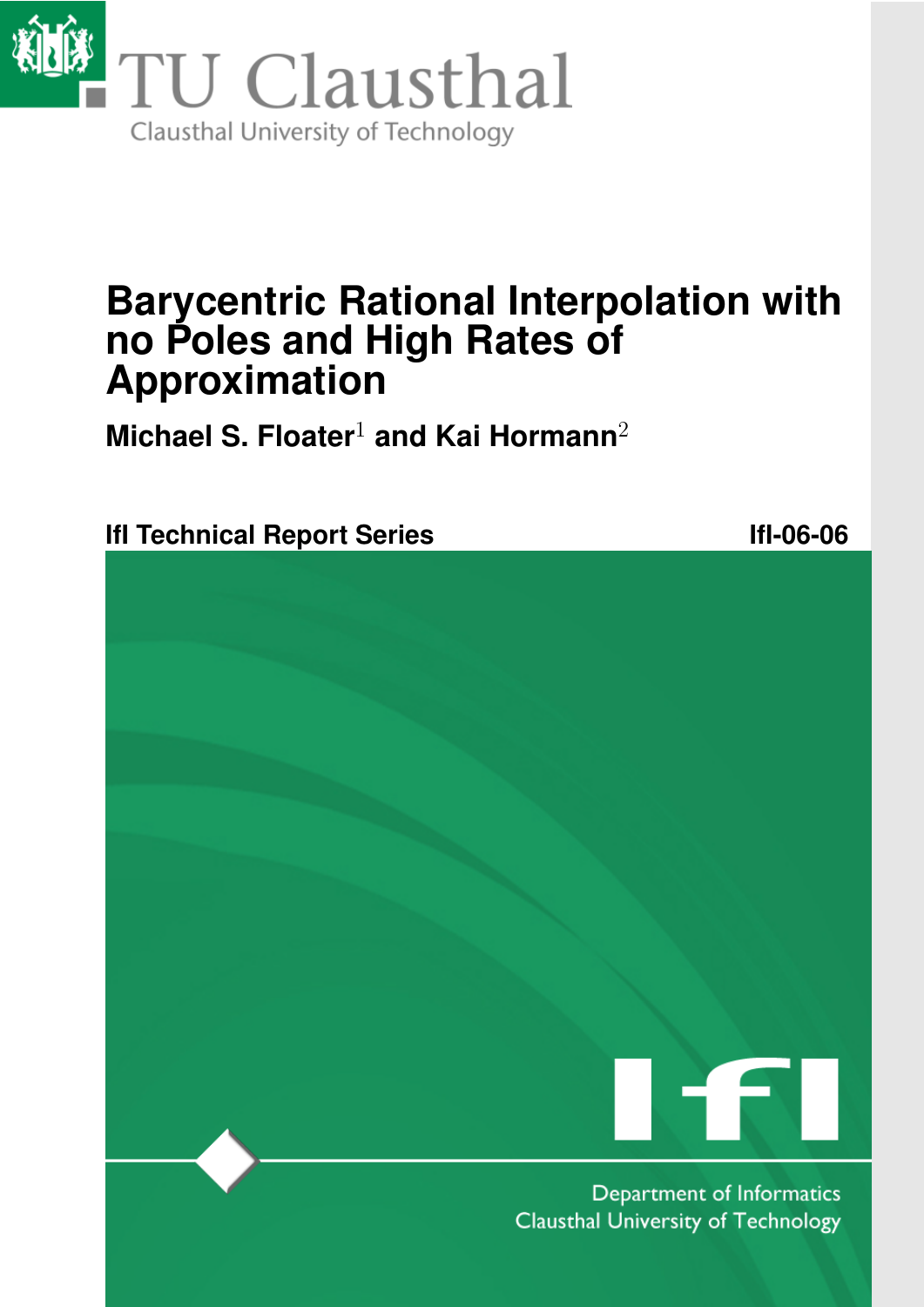TU Clausthal

Clausthal University of Technology

# Barycentric Rational Interpolation with no Poles and High Rates of Approximation

**Michael S. Floater[1] and Kai Hormann[2]**

**IfI Technical Report Series** **IfI-06-06**

IfI

Department of Informatics
Clausthal University of Technology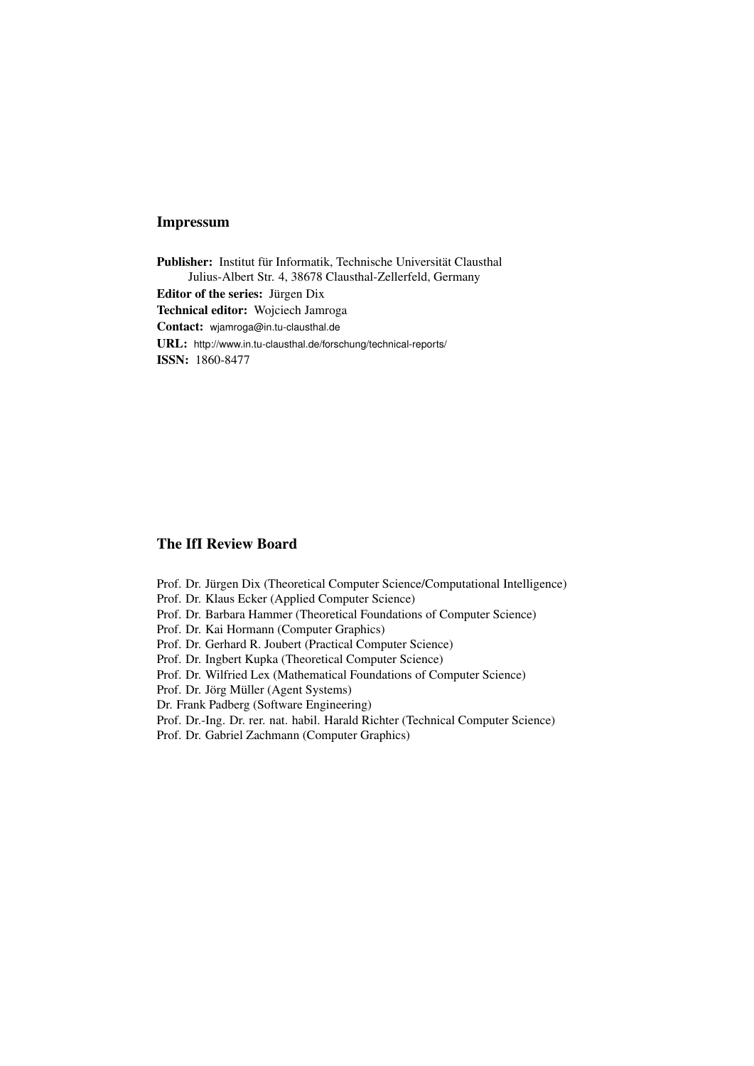## Impressum

**Publisher:** Institut für Informatik, Technische Universität Clausthal
Julius-Albert Str. 4, 38678 Clausthal-Zellerfeld, Germany

**Editor of the series:** Jürgen Dix

**Technical editor:** Wojciech Jamroga

**Contact:** wjamroga@in.tu-clausthal.de

**URL:** http://www.in.tu-clausthal.de/forschung/technical-reports/

**ISSN:** 1860-8477

## The IfI Review Board

Prof. Dr. Jürgen Dix (Theoretical Computer Science/Computational Intelligence)
Prof. Dr. Klaus Ecker (Applied Computer Science)
Prof. Dr. Barbara Hammer (Theoretical Foundations of Computer Science)
Prof. Dr. Kai Hormann (Computer Graphics)
Prof. Dr. Gerhard R. Joubert (Practical Computer Science)
Prof. Dr. Ingbert Kupka (Theoretical Computer Science)
Prof. Dr. Wilfried Lex (Mathematical Foundations of Computer Science)
Prof. Dr. Jörg Müller (Agent Systems)
Dr. Frank Padberg (Software Engineering)
Prof. Dr.-Ing. Dr. rer. nat. habil. Harald Richter (Technical Computer Science)
Prof. Dr. Gabriel Zachmann (Computer Graphics)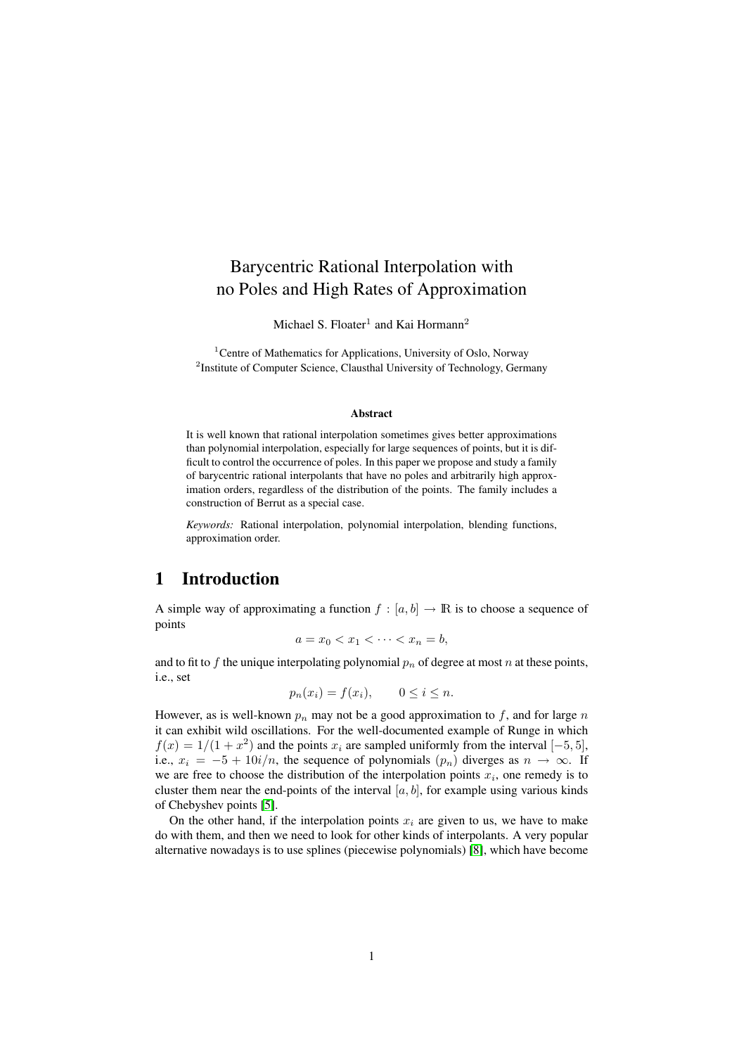# Barycentric Rational Interpolation with no Poles and High Rates of Approximation

Michael S. Floater[1] and Kai Hormann[2]

[1]Centre of Mathematics for Applications, University of Oslo, Norway
[2]Institute of Computer Science, Clausthal University of Technology, Germany

**Abstract**

It is well known that rational interpolation sometimes gives better approximations than polynomial interpolation, especially for large sequences of points, but it is difficult to control the occurrence of poles. In this paper we propose and study a family of barycentric rational interpolants that have no poles and arbitrarily high approximation orders, regardless of the distribution of the points. The family includes a construction of Berrut as a special case.

*Keywords:* Rational interpolation, polynomial interpolation, blending functions, approximation order.

## 1 Introduction

A simple way of approximating a function $f : [a, b] \to \mathbb{R}$ is to choose a sequence of points

$$a = x_0 < x_1 < \cdots < x_n = b,$$

and to fit to $f$ the unique interpolating polynomial $p_n$ of degree at most $n$ at these points, i.e., set

$$p_n(x_i) = f(x_i), \qquad 0 \le i \le n.$$

However, as is well-known $p_n$ may not be a good approximation to $f$, and for large $n$ it can exhibit wild oscillations. For the well-documented example of Runge in which $f(x) = 1/(1 + x^2)$ and the points $x_i$ are sampled uniformly from the interval $[-5, 5]$, i.e., $x_i = -5 + 10i/n$, the sequence of polynomials $(p_n)$ diverges as $n \to \infty$. If we are free to choose the distribution of the interpolation points $x_i$, one remedy is to cluster them near the end-points of the interval $[a, b]$, for example using various kinds of Chebyshev points [5].

On the other hand, if the interpolation points $x_i$ are given to us, we have to make do with them, and then we need to look for other kinds of interpolants. A very popular alternative nowadays is to use splines (piecewise polynomials) [8], which have become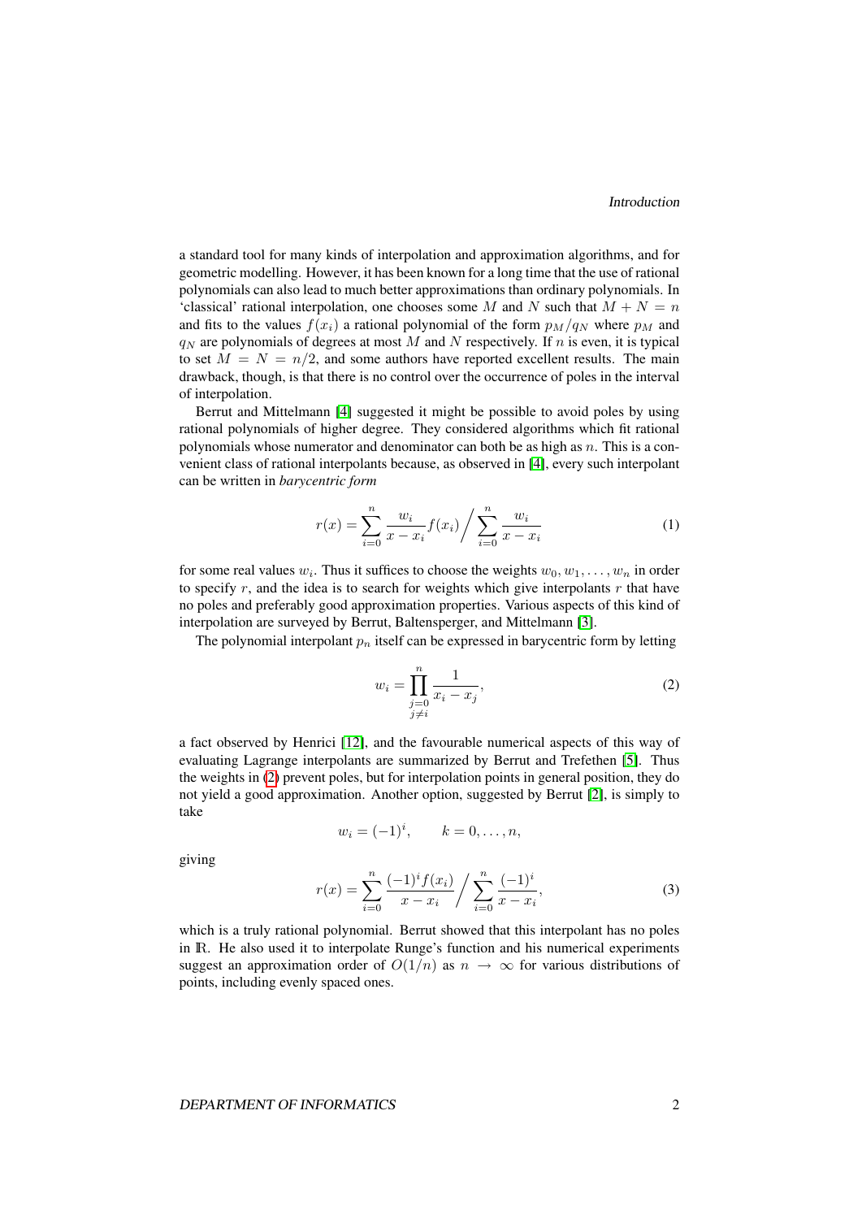a standard tool for many kinds of interpolation and approximation algorithms, and for geometric modelling. However, it has been known for a long time that the use of rational polynomials can also lead to much better approximations than ordinary polynomials. In 'classical' rational interpolation, one chooses some $M$ and $N$ such that $M + N = n$ and fits to the values $f(x_i)$ a rational polynomial of the form $p_M/q_N$ where $p_M$ and $q_N$ are polynomials of degrees at most $M$ and $N$ respectively. If $n$ is even, it is typical to set $M = N = n/2$, and some authors have reported excellent results. The main drawback, though, is that there is no control over the occurrence of poles in the interval of interpolation.

Berrut and Mittelmann [4] suggested it might be possible to avoid poles by using rational polynomials of higher degree. They considered algorithms which fit rational polynomials whose numerator and denominator can both be as high as $n$. This is a convenient class of rational interpolants because, as observed in [4], every such interpolant can be written in *barycentric form*

$$r(x) = \sum_{i=0}^{n} \frac{w_i}{x - x_i} f(x_i) \Bigg/ \sum_{i=0}^{n} \frac{w_i}{x - x_i} \tag{1}$$

for some real values $w_i$. Thus it suffices to choose the weights $w_0, w_1, \ldots, w_n$ in order to specify $r$, and the idea is to search for weights which give interpolants $r$ that have no poles and preferably good approximation properties. Various aspects of this kind of interpolation are surveyed by Berrut, Baltensperger, and Mittelmann [3].

The polynomial interpolant $p_n$ itself can be expressed in barycentric form by letting

$$w_i = \prod_{\substack{j=0 \\ j \neq i}}^{n} \frac{1}{x_i - x_j}, \tag{2}$$

a fact observed by Henrici [12], and the favourable numerical aspects of this way of evaluating Lagrange interpolants are summarized by Berrut and Trefethen [5]. Thus the weights in (2) prevent poles, but for interpolation points in general position, they do not yield a good approximation. Another option, suggested by Berrut [2], is simply to take

$$w_i = (-1)^i, \qquad k = 0, \ldots, n,$$

giving

$$r(x) = \sum_{i=0}^{n} \frac{(-1)^i f(x_i)}{x - x_i} \Bigg/ \sum_{i=0}^{n} \frac{(-1)^i}{x - x_i}, \tag{3}$$

which is a truly rational polynomial. Berrut showed that this interpolant has no poles in $\mathbb{R}$. He also used it to interpolate Runge's function and his numerical experiments suggest an approximation order of $O(1/n)$ as $n \to \infty$ for various distributions of points, including evenly spaced ones.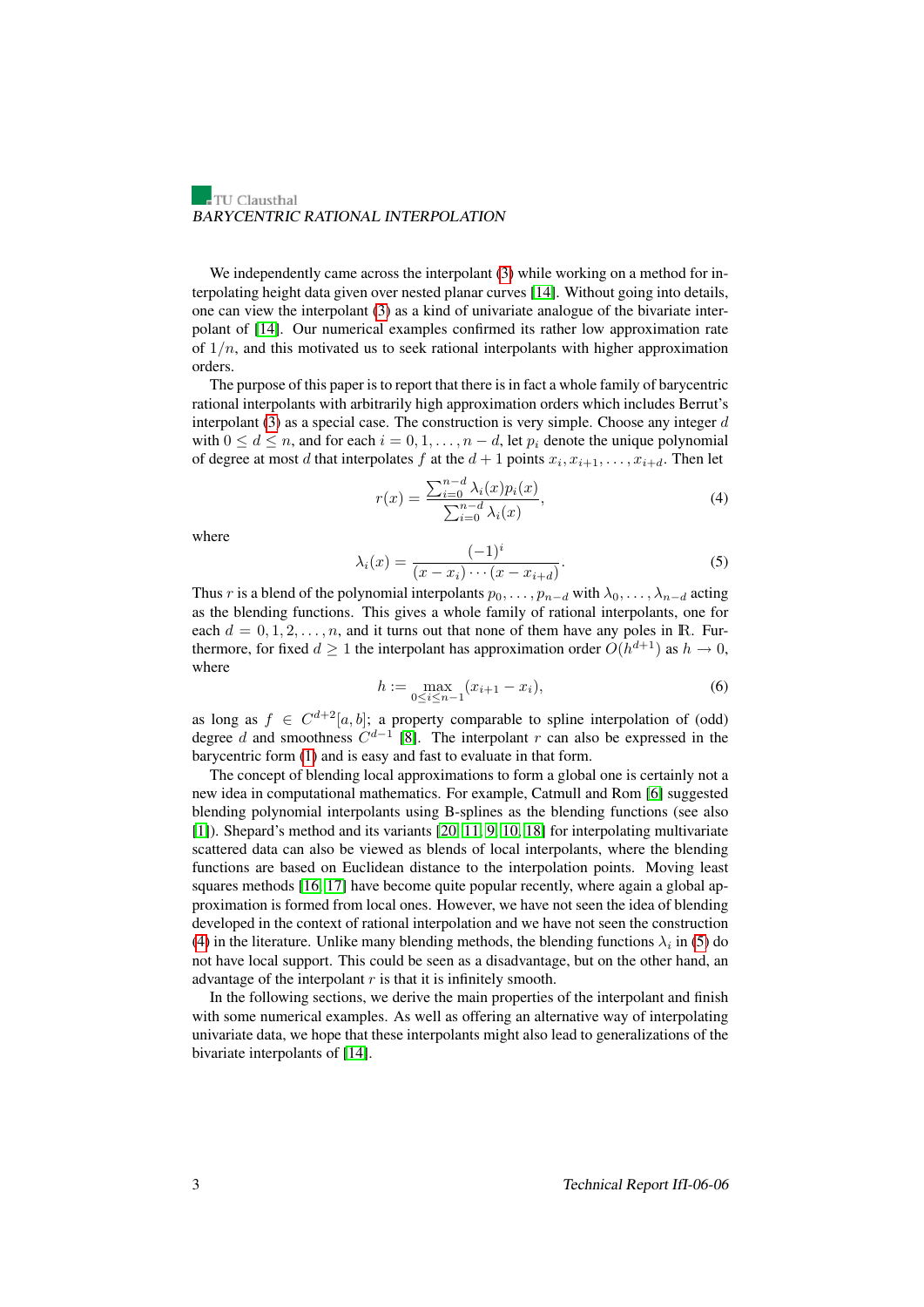We independently came across the interpolant (3) while working on a method for interpolating height data given over nested planar curves [14]. Without going into details, one can view the interpolant (3) as a kind of univariate analogue of the bivariate interpolant of [14]. Our numerical examples confirmed its rather low approximation rate of $1/n$, and this motivated us to seek rational interpolants with higher approximation orders.

The purpose of this paper is to report that there is in fact a whole family of barycentric rational interpolants with arbitrarily high approximation orders which includes Berrut's interpolant (3) as a special case. The construction is very simple. Choose any integer $d$ with $0 \leq d \leq n$, and for each $i = 0, 1, \ldots, n-d$, let $p_i$ denote the unique polynomial of degree at most $d$ that interpolates $f$ at the $d+1$ points $x_i, x_{i+1}, \ldots, x_{i+d}$. Then let

$$r(x) = \frac{\sum_{i=0}^{n-d} \lambda_i(x) p_i(x)}{\sum_{i=0}^{n-d} \lambda_i(x)}, \tag{4}$$

where

$$\lambda_i(x) = \frac{(-1)^i}{(x - x_i) \cdots (x - x_{i+d})}. \tag{5}$$

Thus $r$ is a blend of the polynomial interpolants $p_0, \ldots, p_{n-d}$ with $\lambda_0, \ldots, \lambda_{n-d}$ acting as the blending functions. This gives a whole family of rational interpolants, one for each $d = 0, 1, 2, \ldots, n$, and it turns out that none of them have any poles in $\mathbb{R}$. Furthermore, for fixed $d \geq 1$ the interpolant has approximation order $O(h^{d+1})$ as $h \to 0$, where

$$h := \max_{0 \leq i \leq n-1} (x_{i+1} - x_i), \tag{6}$$

as long as $f \in C^{d+2}[a, b]$; a property comparable to spline interpolation of (odd) degree $d$ and smoothness $C^{d-1}$ [8]. The interpolant $r$ can also be expressed in the barycentric form (1) and is easy and fast to evaluate in that form.

The concept of blending local approximations to form a global one is certainly not a new idea in computational mathematics. For example, Catmull and Rom [6] suggested blending polynomial interpolants using B-splines as the blending functions (see also [1]). Shepard's method and its variants [20, 11, 9, 10, 18] for interpolating multivariate scattered data can also be viewed as blends of local interpolants, where the blending functions are based on Euclidean distance to the interpolation points. Moving least squares methods [16, 17] have become quite popular recently, where again a global approximation is formed from local ones. However, we have not seen the idea of blending developed in the context of rational interpolation and we have not seen the construction (4) in the literature. Unlike many blending methods, the blending functions $\lambda_i$ in (5) do not have local support. This could be seen as a disadvantage, but on the other hand, an advantage of the interpolant $r$ is that it is infinitely smooth.

In the following sections, we derive the main properties of the interpolant and finish with some numerical examples. As well as offering an alternative way of interpolating univariate data, we hope that these interpolants might also lead to generalizations of the bivariate interpolants of [14].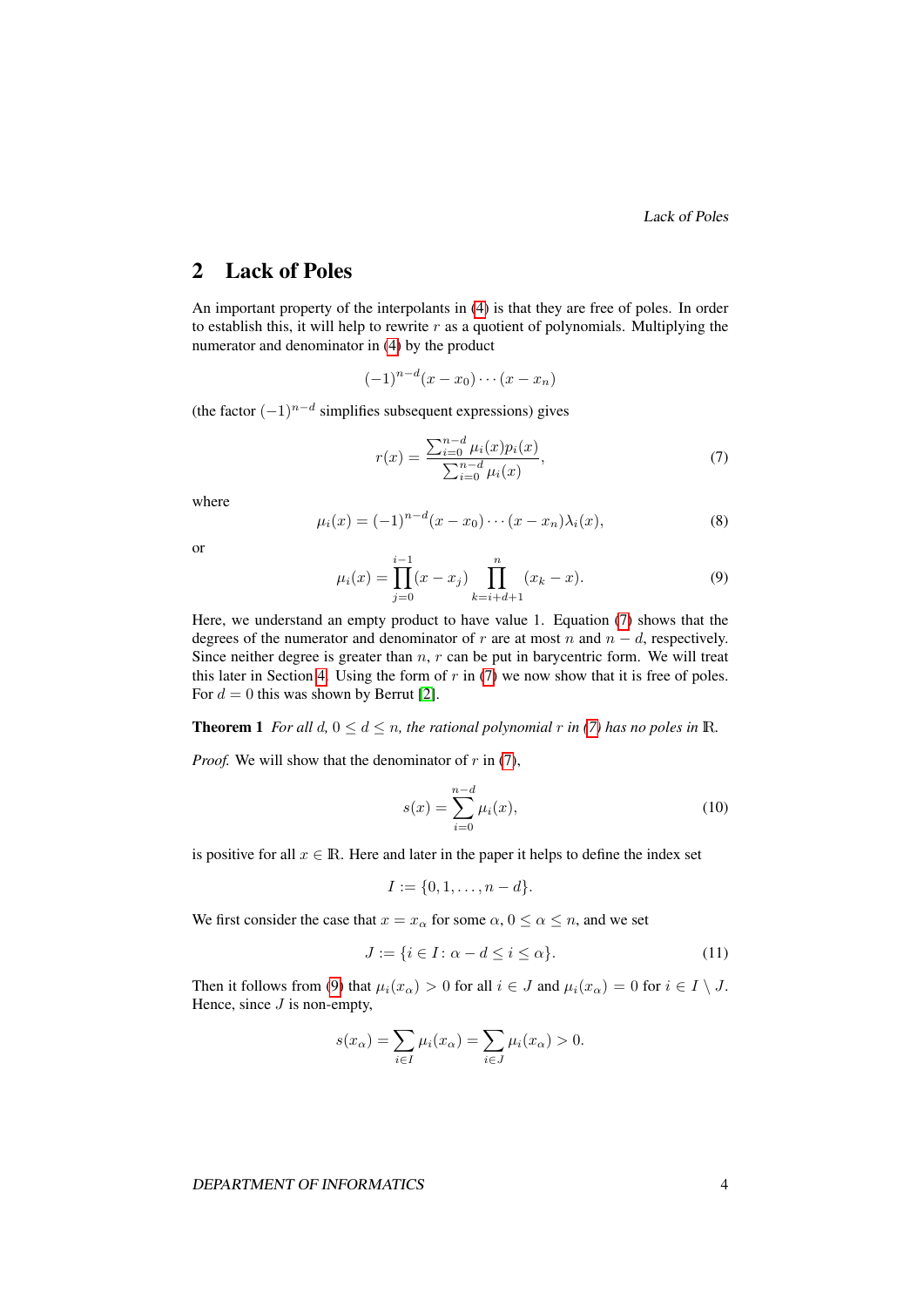## 2 Lack of Poles

An important property of the interpolants in (4) is that they are free of poles. In order to establish this, it will help to rewrite $r$ as a quotient of polynomials. Multiplying the numerator and denominator in (4) by the product

$$(-1)^{n-d}(x - x_0) \cdots (x - x_n)$$

(the factor $(-1)^{n-d}$ simplifies subsequent expressions) gives

$$r(x) = \frac{\sum_{i=0}^{n-d} \mu_i(x) p_i(x)}{\sum_{i=0}^{n-d} \mu_i(x)}, \tag{7}$$

where

$$\mu_i(x) = (-1)^{n-d}(x - x_0) \cdots (x - x_n)\lambda_i(x), \tag{8}$$

or

$$\mu_i(x) = \prod_{j=0}^{i-1}(x - x_j) \prod_{k=i+d+1}^{n}(x_k - x). \tag{9}$$

Here, we understand an empty product to have value 1. Equation (7) shows that the degrees of the numerator and denominator of $r$ are at most $n$ and $n - d$, respectively. Since neither degree is greater than $n$, $r$ can be put in barycentric form. We will treat this later in Section 4. Using the form of $r$ in (7) we now show that it is free of poles. For $d = 0$ this was shown by Berrut [2].

**Theorem 1** *For all $d$, $0 \le d \le n$, the rational polynomial $r$ in (7) has no poles in $\mathbb{R}$.*

*Proof.* We will show that the denominator of $r$ in (7),

$$s(x) = \sum_{i=0}^{n-d} \mu_i(x), \tag{10}$$

is positive for all $x \in \mathbb{R}$. Here and later in the paper it helps to define the index set

$$I := \{0, 1, \ldots, n - d\}.$$

We first consider the case that $x = x_\alpha$ for some $\alpha$, $0 \le \alpha \le n$, and we set

$$J := \{i \in I \colon \alpha - d \le i \le \alpha\}. \tag{11}$$

Then it follows from (9) that $\mu_i(x_\alpha) > 0$ for all $i \in J$ and $\mu_i(x_\alpha) = 0$ for $i \in I \setminus J$. Hence, since $J$ is non-empty,

$$s(x_\alpha) = \sum_{i \in I} \mu_i(x_\alpha) = \sum_{i \in J} \mu_i(x_\alpha) > 0.$$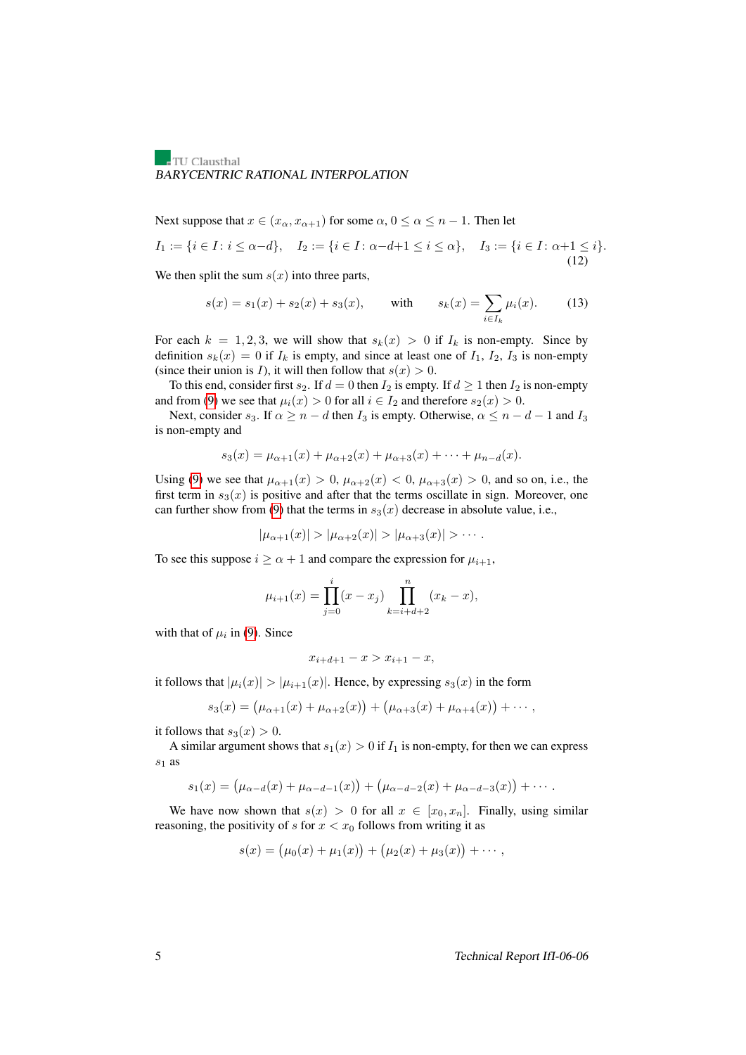Next suppose that $x \in (x_\alpha, x_{\alpha+1})$ for some $\alpha$, $0 \le \alpha \le n-1$. Then let

$$I_1 := \{i \in I \colon i \le \alpha - d\}, \quad I_2 := \{i \in I \colon \alpha - d + 1 \le i \le \alpha\}, \quad I_3 := \{i \in I \colon \alpha + 1 \le i\}. \tag{12}$$

We then split the sum $s(x)$ into three parts,

$$s(x) = s_1(x) + s_2(x) + s_3(x), \qquad \text{with} \qquad s_k(x) = \sum_{i \in I_k} \mu_i(x). \tag{13}$$

For each $k = 1, 2, 3$, we will show that $s_k(x) > 0$ if $I_k$ is non-empty. Since by definition $s_k(x) = 0$ if $I_k$ is empty, and since at least one of $I_1$, $I_2$, $I_3$ is non-empty (since their union is $I$), it will then follow that $s(x) > 0$.

To this end, consider first $s_2$. If $d = 0$ then $I_2$ is empty. If $d \ge 1$ then $I_2$ is non-empty and from (9) we see that $\mu_i(x) > 0$ for all $i \in I_2$ and therefore $s_2(x) > 0$.

Next, consider $s_3$. If $\alpha \ge n - d$ then $I_3$ is empty. Otherwise, $\alpha \le n - d - 1$ and $I_3$ is non-empty and

$$s_3(x) = \mu_{\alpha+1}(x) + \mu_{\alpha+2}(x) + \mu_{\alpha+3}(x) + \cdots + \mu_{n-d}(x).$$

Using (9) we see that $\mu_{\alpha+1}(x) > 0$, $\mu_{\alpha+2}(x) < 0$, $\mu_{\alpha+3}(x) > 0$, and so on, i.e., the first term in $s_3(x)$ is positive and after that the terms oscillate in sign. Moreover, one can further show from (9) that the terms in $s_3(x)$ decrease in absolute value, i.e.,

$$|\mu_{\alpha+1}(x)| > |\mu_{\alpha+2}(x)| > |\mu_{\alpha+3}(x)| > \cdots.$$

To see this suppose $i \ge \alpha + 1$ and compare the expression for $\mu_{i+1}$,

$$\mu_{i+1}(x) = \prod_{j=0}^{i} (x - x_j) \prod_{k=i+d+2}^{n} (x_k - x),$$

with that of $\mu_i$ in (9). Since

$$x_{i+d+1} - x > x_{i+1} - x,$$

it follows that $|\mu_i(x)| > |\mu_{i+1}(x)|$. Hence, by expressing $s_3(x)$ in the form

$$s_3(x) = \bigl(\mu_{\alpha+1}(x) + \mu_{\alpha+2}(x)\bigr) + \bigl(\mu_{\alpha+3}(x) + \mu_{\alpha+4}(x)\bigr) + \cdots,$$

it follows that $s_3(x) > 0$.

A similar argument shows that $s_1(x) > 0$ if $I_1$ is non-empty, for then we can express $s_1$ as

$$s_1(x) = \bigl(\mu_{\alpha-d}(x) + \mu_{\alpha-d-1}(x)\bigr) + \bigl(\mu_{\alpha-d-2}(x) + \mu_{\alpha-d-3}(x)\bigr) + \cdots.$$

We have now shown that $s(x) > 0$ for all $x \in [x_0, x_n]$. Finally, using similar reasoning, the positivity of $s$ for $x < x_0$ follows from writing it as

$$s(x) = \bigl(\mu_0(x) + \mu_1(x)\bigr) + \bigl(\mu_2(x) + \mu_3(x)\bigr) + \cdots,$$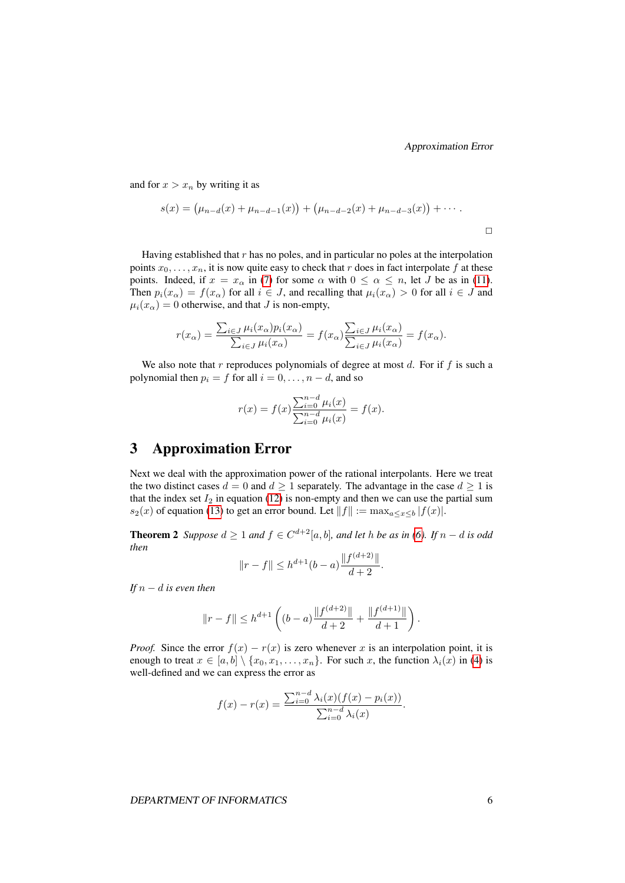and for $x > x_n$ by writing it as

$$s(x) = \big(\mu_{n-d}(x) + \mu_{n-d-1}(x)\big) + \big(\mu_{n-d-2}(x) + \mu_{n-d-3}(x)\big) + \cdots .$$

□

Having established that $r$ has no poles, and in particular no poles at the interpolation points $x_0, \ldots, x_n$, it is now quite easy to check that $r$ does in fact interpolate $f$ at these points. Indeed, if $x = x_\alpha$ in (7) for some $\alpha$ with $0 \le \alpha \le n$, let $J$ be as in (11). Then $p_i(x_\alpha) = f(x_\alpha)$ for all $i \in J$, and recalling that $\mu_i(x_\alpha) > 0$ for all $i \in J$ and $\mu_i(x_\alpha) = 0$ otherwise, and that $J$ is non-empty,

$$r(x_\alpha) = \frac{\sum_{i \in J} \mu_i(x_\alpha) p_i(x_\alpha)}{\sum_{i \in J} \mu_i(x_\alpha)} = f(x_\alpha) \frac{\sum_{i \in J} \mu_i(x_\alpha)}{\sum_{i \in J} \mu_i(x_\alpha)} = f(x_\alpha).$$

We also note that $r$ reproduces polynomials of degree at most $d$. For if $f$ is such a polynomial then $p_i = f$ for all $i = 0, \ldots, n-d$, and so

$$r(x) = f(x) \frac{\sum_{i=0}^{n-d} \mu_i(x)}{\sum_{i=0}^{n-d} \mu_i(x)} = f(x).$$

## 3 Approximation Error

Next we deal with the approximation power of the rational interpolants. Here we treat the two distinct cases $d = 0$ and $d \ge 1$ separately. The advantage in the case $d \ge 1$ is that the index set $I_2$ in equation (12) is non-empty and then we can use the partial sum $s_2(x)$ of equation (13) to get an error bound. Let $\|f\| := \max_{a \le x \le b} |f(x)|$.

**Theorem 2** *Suppose $d \ge 1$ and $f \in C^{d+2}[a, b]$, and let $h$ be as in (6). If $n - d$ is odd then*

$$\|r - f\| \le h^{d+1}(b - a) \frac{\|f^{(d+2)}\|}{d + 2}.$$

*If $n - d$ is even then*

$$\|r - f\| \le h^{d+1} \left( (b - a) \frac{\|f^{(d+2)}\|}{d + 2} + \frac{\|f^{(d+1)}\|}{d + 1} \right).$$

*Proof.* Since the error $f(x) - r(x)$ is zero whenever $x$ is an interpolation point, it is enough to treat $x \in [a, b] \setminus \{x_0, x_1, \ldots, x_n\}$. For such $x$, the function $\lambda_i(x)$ in (4) is well-defined and we can express the error as

$$f(x) - r(x) = \frac{\sum_{i=0}^{n-d} \lambda_i(x)(f(x) - p_i(x))}{\sum_{i=0}^{n-d} \lambda_i(x)}.$$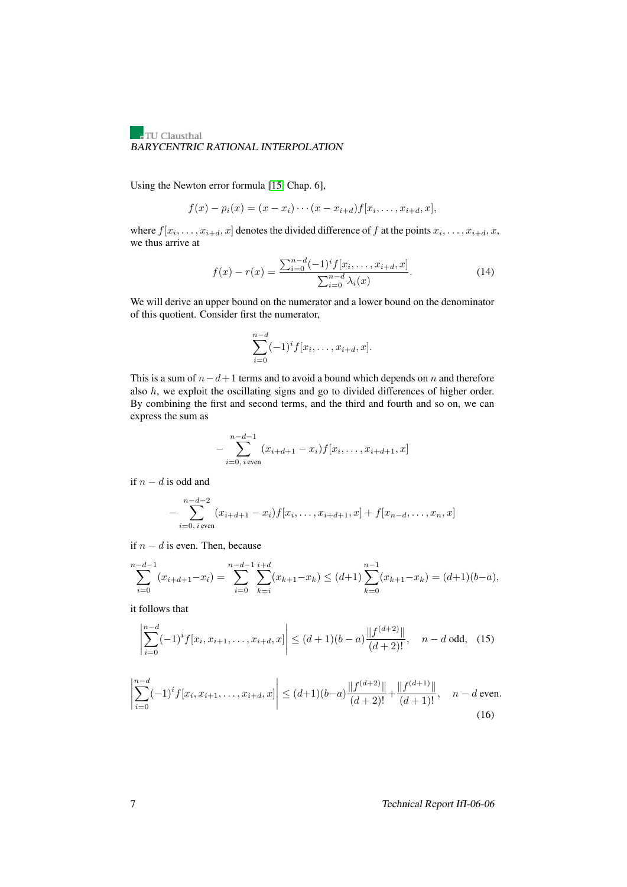Using the Newton error formula [15, Chap. 6],

$$f(x) - p_i(x) = (x - x_i) \cdots (x - x_{i+d}) f[x_i, \ldots, x_{i+d}, x],$$

where $f[x_i, \ldots, x_{i+d}, x]$ denotes the divided difference of $f$ at the points $x_i, \ldots, x_{i+d}, x$, we thus arrive at

$$f(x) - r(x) = \frac{\sum_{i=0}^{n-d} (-1)^i f[x_i, \ldots, x_{i+d}, x]}{\sum_{i=0}^{n-d} \lambda_i(x)}. \tag{14}$$

We will derive an upper bound on the numerator and a lower bound on the denominator of this quotient. Consider first the numerator,

$$\sum_{i=0}^{n-d} (-1)^i f[x_i, \ldots, x_{i+d}, x].$$

This is a sum of $n-d+1$ terms and to avoid a bound which depends on $n$ and therefore also $h$, we exploit the oscillating signs and go to divided differences of higher order. By combining the first and second terms, and the third and fourth and so on, we can express the sum as

$$-\sum_{i=0,\, i \text{ even}}^{n-d-1} (x_{i+d+1} - x_i) f[x_i, \ldots, x_{i+d+1}, x]$$

if $n-d$ is odd and

$$-\sum_{i=0,\, i \text{ even}}^{n-d-2} (x_{i+d+1} - x_i) f[x_i, \ldots, x_{i+d+1}, x] + f[x_{n-d}, \ldots, x_n, x]$$

if $n-d$ is even. Then, because

$$\sum_{i=0}^{n-d-1} (x_{i+d+1} - x_i) = \sum_{i=0}^{n-d-1} \sum_{k=i}^{i+d} (x_{k+1} - x_k) \le (d+1) \sum_{k=0}^{n-1} (x_{k+1} - x_k) = (d+1)(b-a),$$

it follows that

$$\left| \sum_{i=0}^{n-d} (-1)^i f[x_i, x_{i+1}, \ldots, x_{i+d}, x] \right| \le (d+1)(b-a) \frac{\|f^{(d+2)}\|}{(d+2)!}, \quad n-d \text{ odd}, \tag{15}$$

$$\left| \sum_{i=0}^{n-d} (-1)^i f[x_i, x_{i+1}, \ldots, x_{i+d}, x] \right| \le (d+1)(b-a) \frac{\|f^{(d+2)}\|}{(d+2)!} + \frac{\|f^{(d+1)}\|}{(d+1)!}, \quad n-d \text{ even}. \tag{16}$$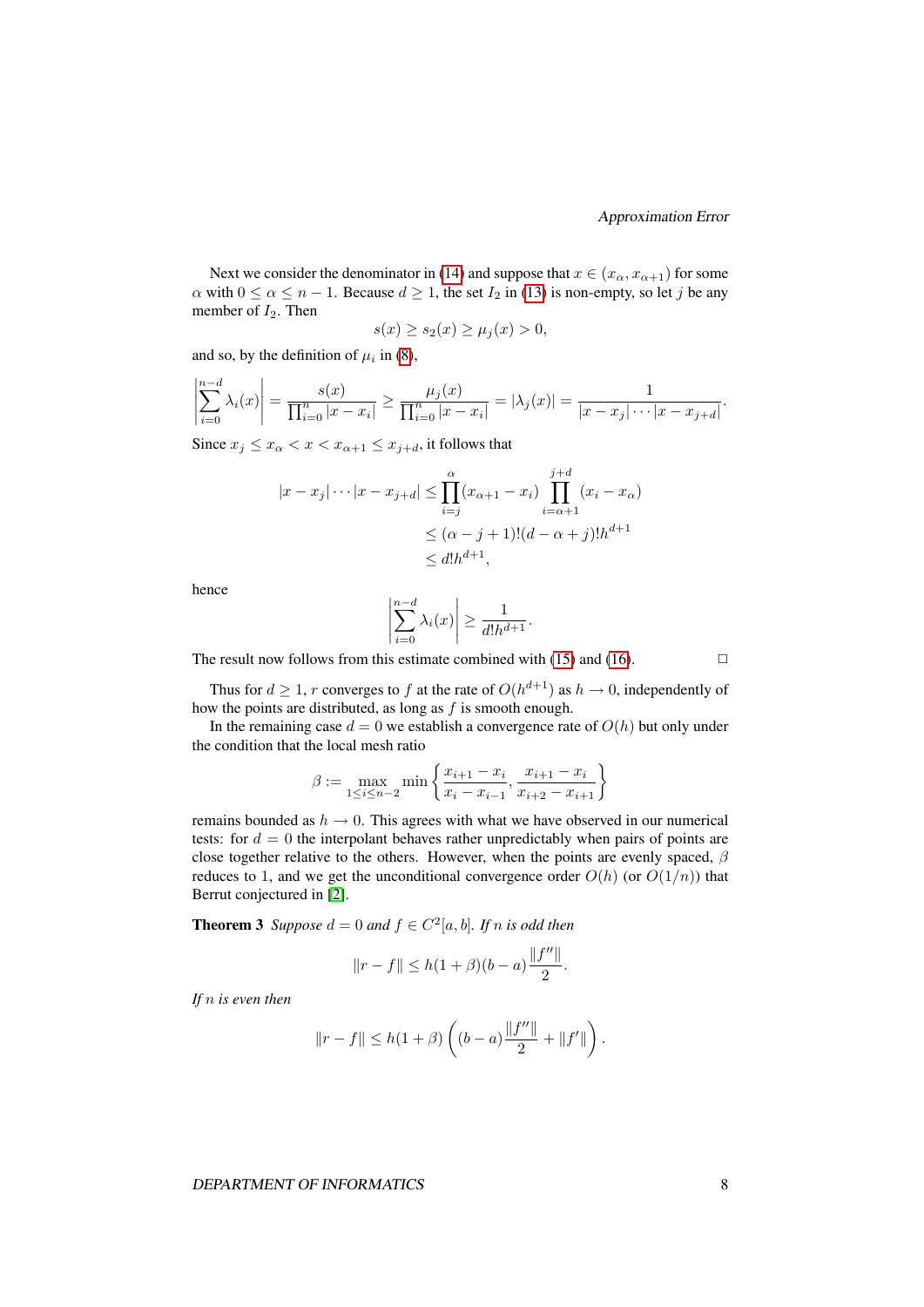Next we consider the denominator in (14) and suppose that $x \in (x_\alpha, x_{\alpha+1})$ for some $\alpha$ with $0 \le \alpha \le n-1$. Because $d \ge 1$, the set $I_2$ in (13) is non-empty, so let $j$ be any member of $I_2$. Then

$$s(x) \ge s_2(x) \ge \mu_j(x) > 0,$$

and so, by the definition of $\mu_i$ in (8),

$$\left| \sum_{i=0}^{n-d} \lambda_i(x) \right| = \frac{s(x)}{\prod_{i=0}^{n} |x - x_i|} \ge \frac{\mu_j(x)}{\prod_{i=0}^{n} |x - x_i|} = |\lambda_j(x)| = \frac{1}{|x - x_j| \cdots |x - x_{j+d}|}.$$

Since $x_j \le x_\alpha < x < x_{\alpha+1} \le x_{j+d}$, it follows that

$$\begin{aligned}
|x - x_j| \cdots |x - x_{j+d}| &\le \prod_{i=j}^{\alpha} (x_{\alpha+1} - x_i) \prod_{i=\alpha+1}^{j+d} (x_i - x_\alpha) \\
&\le (\alpha - j + 1)!(d - \alpha + j)! h^{d+1} \\
&\le d! h^{d+1},
\end{aligned}$$

hence

$$\left| \sum_{i=0}^{n-d} \lambda_i(x) \right| \ge \frac{1}{d! h^{d+1}}.$$

The result now follows from this estimate combined with (15) and (16). $\square$

Thus for $d \ge 1$, $r$ converges to $f$ at the rate of $O(h^{d+1})$ as $h \to 0$, independently of how the points are distributed, as long as $f$ is smooth enough.

In the remaining case $d = 0$ we establish a convergence rate of $O(h)$ but only under the condition that the local mesh ratio

$$\beta := \max_{1 \le i \le n-2} \min \left\{ \frac{x_{i+1} - x_i}{x_i - x_{i-1}}, \frac{x_{i+1} - x_i}{x_{i+2} - x_{i+1}} \right\}$$

remains bounded as $h \to 0$. This agrees with what we have observed in our numerical tests: for $d = 0$ the interpolant behaves rather unpredictably when pairs of points are close together relative to the others. However, when the points are evenly spaced, $\beta$ reduces to 1, and we get the unconditional convergence order $O(h)$ (or $O(1/n)$) that Berrut conjectured in [2].

**Theorem 3** *Suppose $d = 0$ and $f \in C^2[a, b]$. If $n$ is odd then*

$$\|r - f\| \le h(1 + \beta)(b - a)\frac{\|f''\|}{2}.$$

*If $n$ is even then*

$$\|r - f\| \le h(1 + \beta)\left( (b - a)\frac{\|f''\|}{2} + \|f'\| \right).$$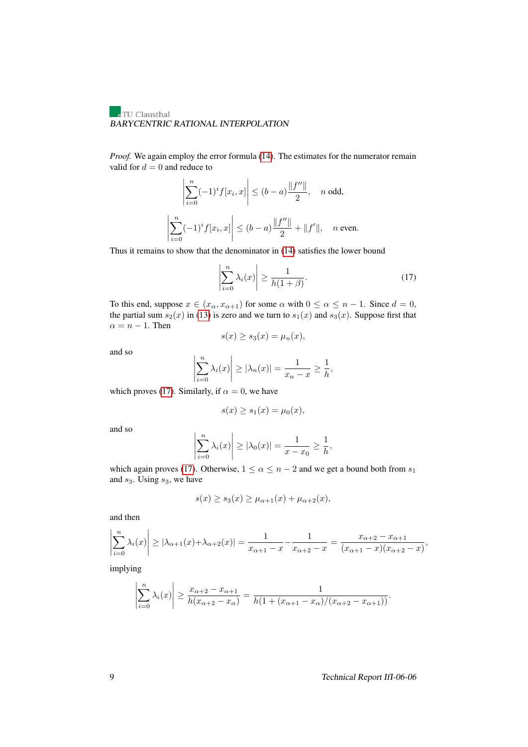*Proof.* We again employ the error formula (14). The estimates for the numerator remain valid for $d = 0$ and reduce to

$$\left|\sum_{i=0}^{n}(-1)^i f[x_i, x]\right| \le (b-a)\frac{\|f''\|}{2}, \quad n \text{ odd},$$

$$\left|\sum_{i=0}^{n}(-1)^i f[x_i, x]\right| \le (b-a)\frac{\|f''\|}{2} + \|f'\|, \quad n \text{ even}.$$

Thus it remains to show that the denominator in (14) satisfies the lower bound

$$\left|\sum_{i=0}^{n}\lambda_i(x)\right| \ge \frac{1}{h(1+\beta)}. \tag{17}$$

To this end, suppose $x \in (x_\alpha, x_{\alpha+1})$ for some $\alpha$ with $0 \le \alpha \le n-1$. Since $d = 0$, the partial sum $s_2(x)$ in (13) is zero and we turn to $s_1(x)$ and $s_3(x)$. Suppose first that $\alpha = n-1$. Then

$$s(x) \ge s_3(x) = \mu_n(x),$$

and so

$$\left|\sum_{i=0}^{n}\lambda_i(x)\right| \ge |\lambda_n(x)| = \frac{1}{x_n - x} \ge \frac{1}{h},$$

which proves (17). Similarly, if $\alpha = 0$, we have

$$s(x) \ge s_1(x) = \mu_0(x),$$

and so

$$\left|\sum_{i=0}^{n}\lambda_i(x)\right| \ge |\lambda_0(x)| = \frac{1}{x - x_0} \ge \frac{1}{h},$$

which again proves (17). Otherwise, $1 \le \alpha \le n-2$ and we get a bound both from $s_1$ and $s_3$. Using $s_3$, we have

$$s(x) \ge s_3(x) \ge \mu_{\alpha+1}(x) + \mu_{\alpha+2}(x),$$

and then

$$\left|\sum_{i=0}^{n}\lambda_i(x)\right| \ge |\lambda_{\alpha+1}(x)+\lambda_{\alpha+2}(x)| = \frac{1}{x_{\alpha+1}-x} - \frac{1}{x_{\alpha+2}-x} = \frac{x_{\alpha+2}-x_{\alpha+1}}{(x_{\alpha+1}-x)(x_{\alpha+2}-x)},$$

implying

$$\left|\sum_{i=0}^{n}\lambda_i(x)\right| \ge \frac{x_{\alpha+2}-x_{\alpha+1}}{h(x_{\alpha+2}-x_\alpha)} = \frac{1}{h(1+(x_{\alpha+1}-x_\alpha)/(x_{\alpha+2}-x_{\alpha+1}))}.$$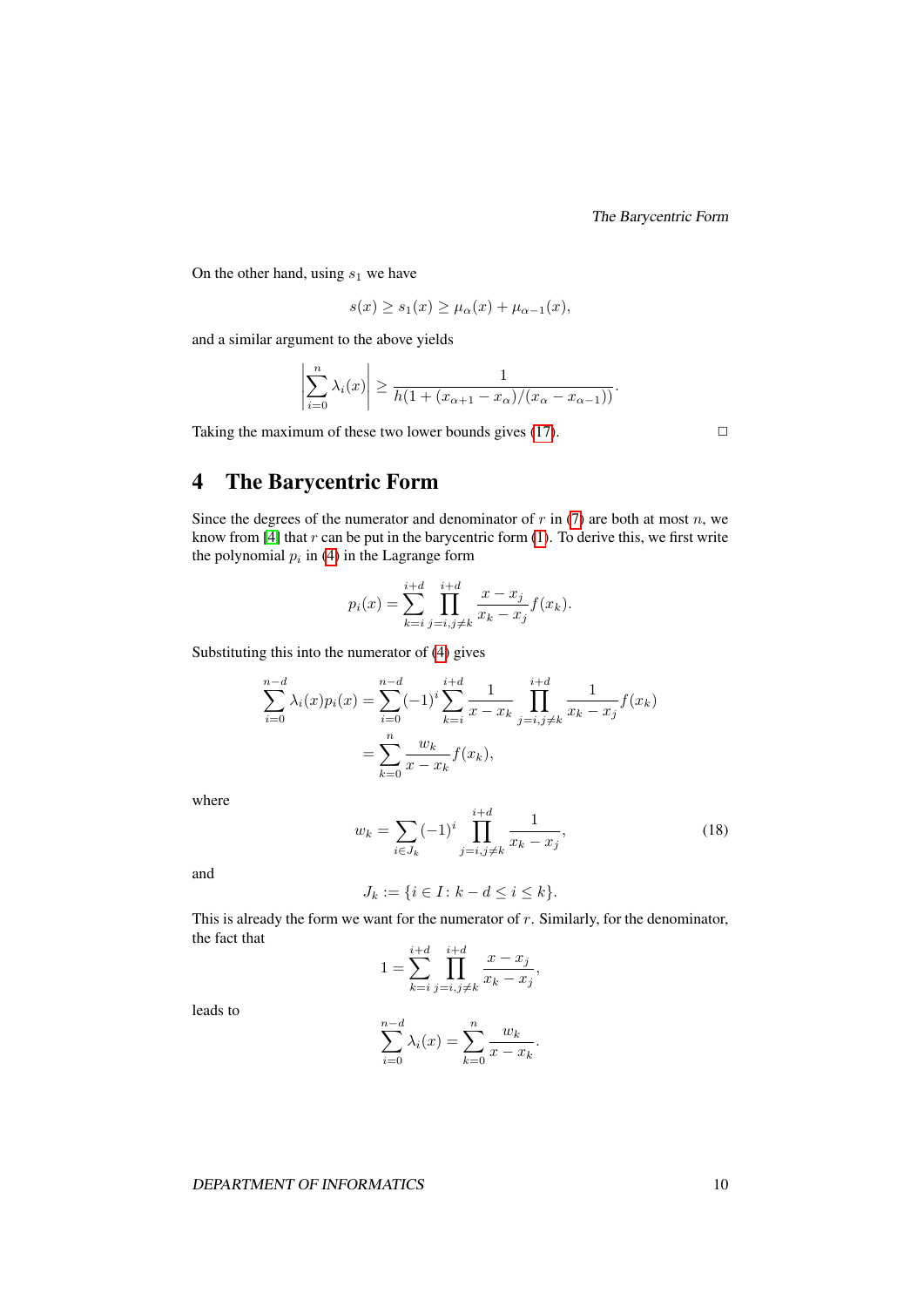On the other hand, using $s_1$ we have

$$s(x) \geq s_1(x) \geq \mu_\alpha(x) + \mu_{\alpha-1}(x),$$

and a similar argument to the above yields

$$\left| \sum_{i=0}^{n} \lambda_i(x) \right| \geq \frac{1}{h(1 + (x_{\alpha+1} - x_\alpha)/(x_\alpha - x_{\alpha-1}))}.$$

Taking the maximum of these two lower bounds gives (17). $\square$

## 4 The Barycentric Form

Since the degrees of the numerator and denominator of $r$ in (7) are both at most $n$, we know from [4] that $r$ can be put in the barycentric form (1). To derive this, we first write the polynomial $p_i$ in (4) in the Lagrange form

$$p_i(x) = \sum_{k=i}^{i+d} \prod_{j=i, j \neq k}^{i+d} \frac{x - x_j}{x_k - x_j} f(x_k).$$

Substituting this into the numerator of (4) gives

$$\begin{aligned}
\sum_{i=0}^{n-d} \lambda_i(x) p_i(x) &= \sum_{i=0}^{n-d} (-1)^i \sum_{k=i}^{i+d} \frac{1}{x - x_k} \prod_{j=i, j \neq k}^{i+d} \frac{1}{x_k - x_j} f(x_k) \\
&= \sum_{k=0}^{n} \frac{w_k}{x - x_k} f(x_k),
\end{aligned}$$

where

$$w_k = \sum_{i \in J_k} (-1)^i \prod_{j=i, j \neq k}^{i+d} \frac{1}{x_k - x_j}, \tag{18}$$

and

$$J_k := \{i \in I \colon k - d \leq i \leq k\}.$$

This is already the form we want for the numerator of $r$. Similarly, for the denominator, the fact that

$$1 = \sum_{k=i}^{i+d} \prod_{j=i, j \neq k}^{i+d} \frac{x - x_j}{x_k - x_j},$$

leads to

$$\sum_{i=0}^{n-d} \lambda_i(x) = \sum_{k=0}^{n} \frac{w_k}{x - x_k}.$$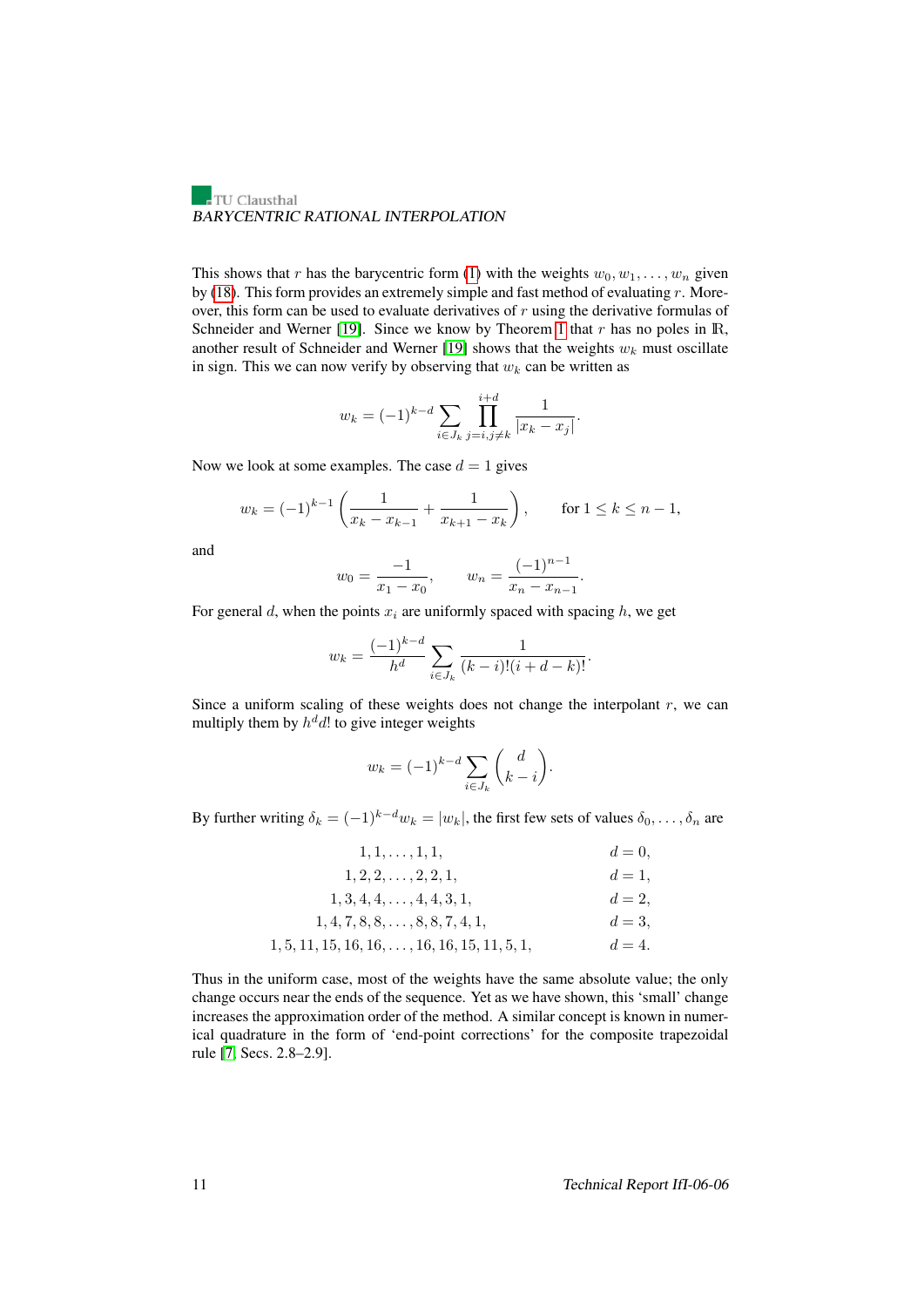This shows that $r$ has the barycentric form (1) with the weights $w_0, w_1, \ldots, w_n$ given by (18). This form provides an extremely simple and fast method of evaluating $r$. Moreover, this form can be used to evaluate derivatives of $r$ using the derivative formulas of Schneider and Werner [19]. Since we know by Theorem 1 that $r$ has no poles in $\mathbb{R}$, another result of Schneider and Werner [19] shows that the weights $w_k$ must oscillate in sign. This we can now verify by observing that $w_k$ can be written as

$$w_k = (-1)^{k-d} \sum_{i \in J_k} \prod_{j=i, j \neq k}^{i+d} \frac{1}{|x_k - x_j|}.$$

Now we look at some examples. The case $d = 1$ gives

$$w_k = (-1)^{k-1} \left( \frac{1}{x_k - x_{k-1}} + \frac{1}{x_{k+1} - x_k} \right), \qquad \text{for } 1 \leq k \leq n-1,$$

and

$$w_0 = \frac{-1}{x_1 - x_0}, \qquad w_n = \frac{(-1)^{n-1}}{x_n - x_{n-1}}.$$

For general $d$, when the points $x_i$ are uniformly spaced with spacing $h$, we get

$$w_k = \frac{(-1)^{k-d}}{h^d} \sum_{i \in J_k} \frac{1}{(k-i)!(i+d-k)!}.$$

Since a uniform scaling of these weights does not change the interpolant $r$, we can multiply them by $h^d d!$ to give integer weights

$$w_k = (-1)^{k-d} \sum_{i \in J_k} \binom{d}{k-i}.$$

By further writing $\delta_k = (-1)^{k-d} w_k = |w_k|$, the first few sets of values $\delta_0, \ldots, \delta_n$ are

$$\begin{array}{cr}
1, 1, \ldots, 1, 1, & d = 0, \\
1, 2, 2, \ldots, 2, 2, 1, & d = 1, \\
1, 3, 4, 4, \ldots, 4, 4, 3, 1, & d = 2, \\
1, 4, 7, 8, 8, \ldots, 8, 8, 7, 4, 1, & d = 3, \\
1, 5, 11, 15, 16, 16, \ldots, 16, 16, 15, 11, 5, 1, & d = 4.
\end{array}$$

Thus in the uniform case, most of the weights have the same absolute value; the only change occurs near the ends of the sequence. Yet as we have shown, this 'small' change increases the approximation order of the method. A similar concept is known in numerical quadrature in the form of 'end-point corrections' for the composite trapezoidal rule [7, Secs. 2.8–2.9].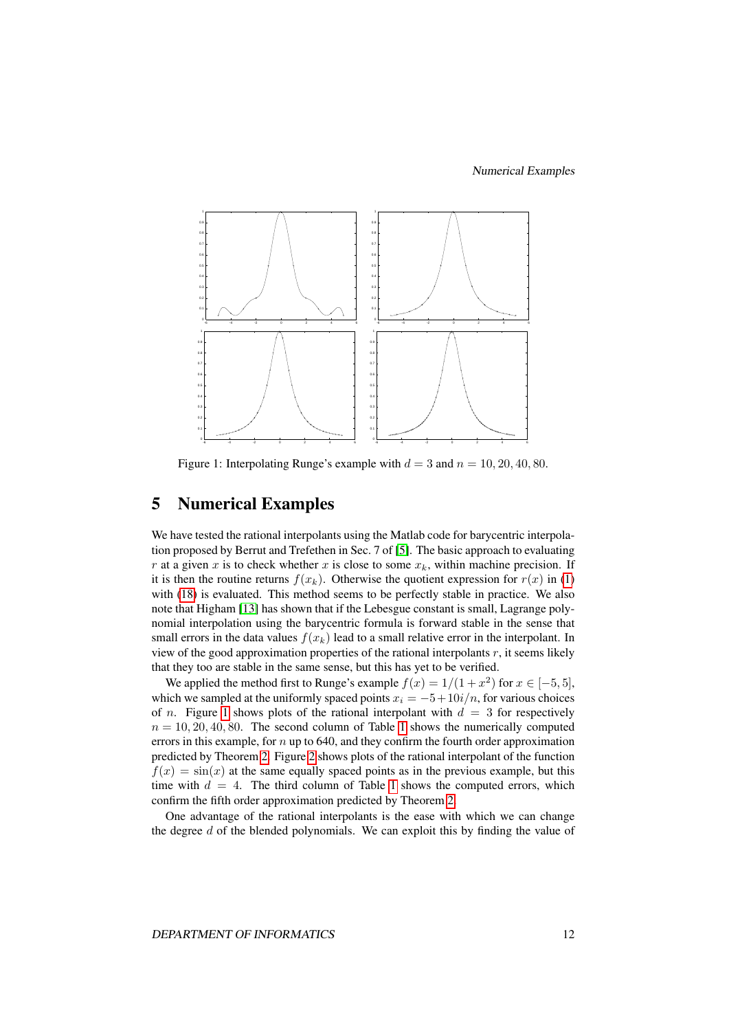Figure 1: Interpolating Runge's example with $d = 3$ and $n = 10, 20, 40, 80$.

## 5 Numerical Examples

We have tested the rational interpolants using the Matlab code for barycentric interpolation proposed by Berrut and Trefethen in Sec. 7 of [5]. The basic approach to evaluating $r$ at a given $x$ is to check whether $x$ is close to some $x_k$, within machine precision. If it is then the routine returns $f(x_k)$. Otherwise the quotient expression for $r(x)$ in (1) with (18) is evaluated. This method seems to be perfectly stable in practice. We also note that Higham [13] has shown that if the Lebesgue constant is small, Lagrange polynomial interpolation using the barycentric formula is forward stable in the sense that small errors in the data values $f(x_k)$ lead to a small relative error in the interpolant. In view of the good approximation properties of the rational interpolants $r$, it seems likely that they too are stable in the same sense, but this has yet to be verified.

We applied the method first to Runge's example $f(x) = 1/(1+x^2)$ for $x \in [-5, 5]$, which we sampled at the uniformly spaced points $x_i = -5 + 10i/n$, for various choices of $n$. Figure 1 shows plots of the rational interpolant with $d = 3$ for respectively $n = 10, 20, 40, 80$. The second column of Table 1 shows the numerically computed errors in this example, for $n$ up to 640, and they confirm the fourth order approximation predicted by Theorem 2. Figure 2 shows plots of the rational interpolant of the function $f(x) = \sin(x)$ at the same equally spaced points as in the previous example, but this time with $d = 4$. The third column of Table 1 shows the computed errors, which confirm the fifth order approximation predicted by Theorem 2.

One advantage of the rational interpolants is the ease with which we can change the degree $d$ of the blended polynomials. We can exploit this by finding the value of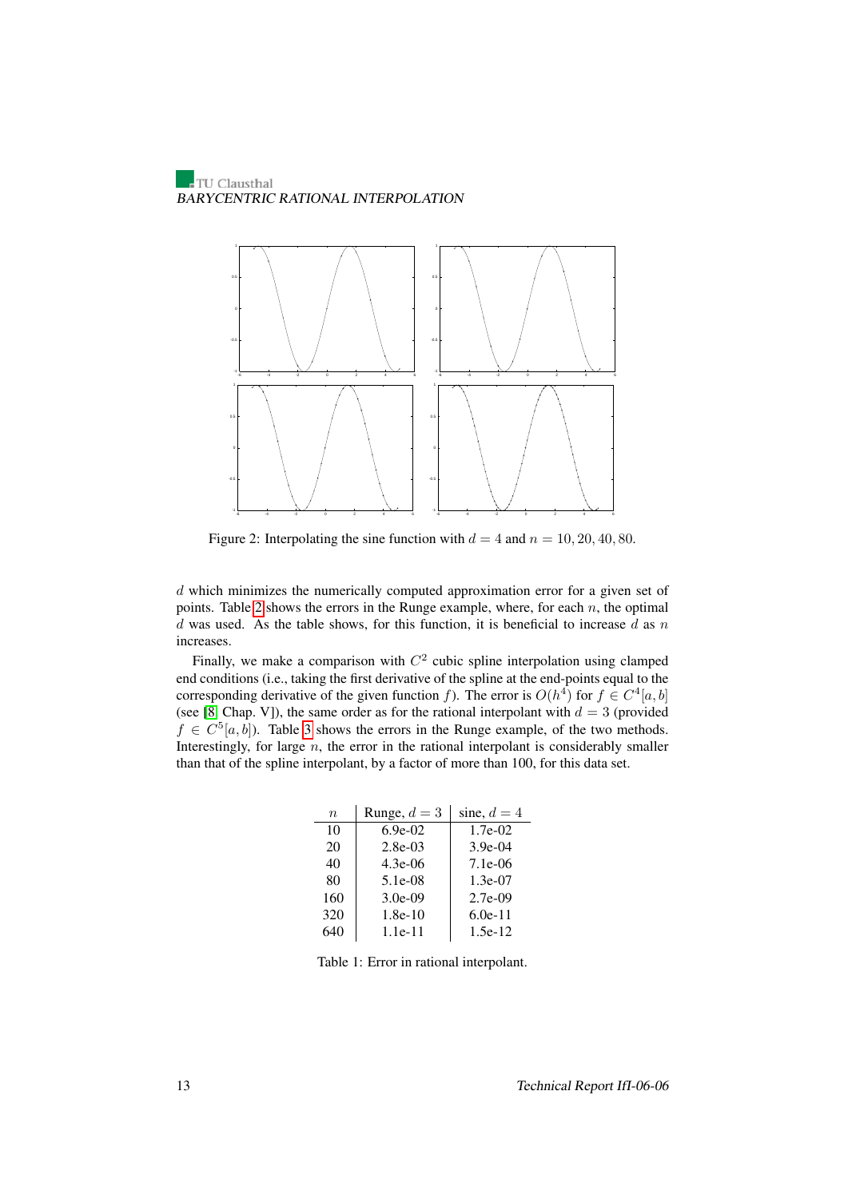Figure 2: Interpolating the sine function with $d = 4$ and $n = 10, 20, 40, 80$.

$d$ which minimizes the numerically computed approximation error for a given set of points. Table 2 shows the errors in the Runge example, where, for each $n$, the optimal $d$ was used. As the table shows, for this function, it is beneficial to increase $d$ as $n$ increases.

Finally, we make a comparison with $C^2$ cubic spline interpolation using clamped end conditions (i.e., taking the first derivative of the spline at the end-points equal to the corresponding derivative of the given function $f$). The error is $O(h^4)$ for $f \in C^4[a, b]$ (see [8, Chap. V]), the same order as for the rational interpolant with $d = 3$ (provided $f \in C^5[a, b]$). Table 3 shows the errors in the Runge example, of the two methods. Interestingly, for large $n$, the error in the rational interpolant is considerably smaller than that of the spline interpolant, by a factor of more than 100, for this data set.

| $n$ | Runge, $d = 3$ | sine, $d = 4$ |
|---|---|---|
| 10 | 6.9e-02 | 1.7e-02 |
| 20 | 2.8e-03 | 3.9e-04 |
| 40 | 4.3e-06 | 7.1e-06 |
| 80 | 5.1e-08 | 1.3e-07 |
| 160 | 3.0e-09 | 2.7e-09 |
| 320 | 1.8e-10 | 6.0e-11 |
| 640 | 1.1e-11 | 1.5e-12 |

Table 1: Error in rational interpolant.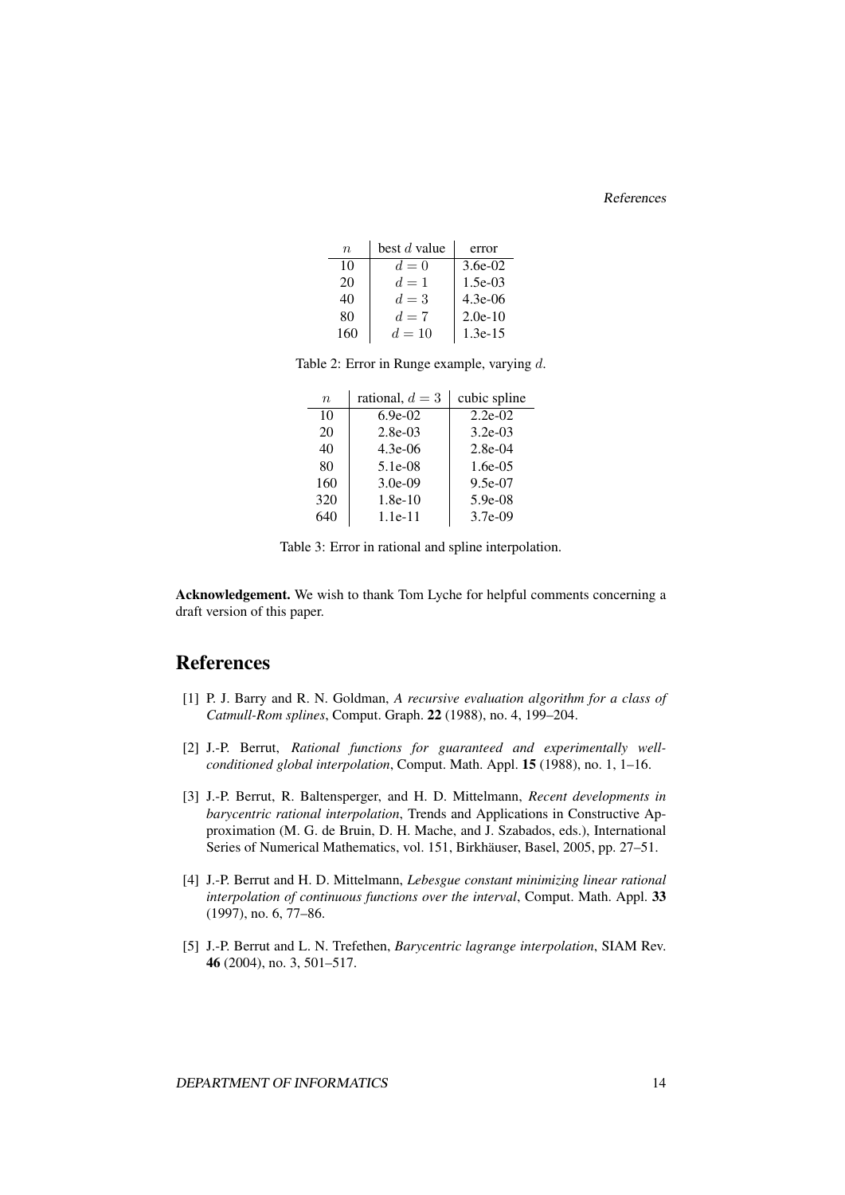| $n$ | best $d$ value | error |
|---|---|---|
| 10 | $d = 0$ | 3.6e-02 |
| 20 | $d = 1$ | 1.5e-03 |
| 40 | $d = 3$ | 4.3e-06 |
| 80 | $d = 7$ | 2.0e-10 |
| 160 | $d = 10$ | 1.3e-15 |

Table 2: Error in Runge example, varying $d$.

| $n$ | rational, $d = 3$ | cubic spline |
|---|---|---|
| 10 | 6.9e-02 | 2.2e-02 |
| 20 | 2.8e-03 | 3.2e-03 |
| 40 | 4.3e-06 | 2.8e-04 |
| 80 | 5.1e-08 | 1.6e-05 |
| 160 | 3.0e-09 | 9.5e-07 |
| 320 | 1.8e-10 | 5.9e-08 |
| 640 | 1.1e-11 | 3.7e-09 |

Table 3: Error in rational and spline interpolation.

**Acknowledgement.** We wish to thank Tom Lyche for helpful comments concerning a draft version of this paper.

# References

[1] P. J. Barry and R. N. Goldman, *A recursive evaluation algorithm for a class of Catmull-Rom splines*, Comput. Graph. **22** (1988), no. 4, 199–204.

[2] J.-P. Berrut, *Rational functions for guaranteed and experimentally well-conditioned global interpolation*, Comput. Math. Appl. **15** (1988), no. 1, 1–16.

[3] J.-P. Berrut, R. Baltensperger, and H. D. Mittelmann, *Recent developments in barycentric rational interpolation*, Trends and Applications in Constructive Approximation (M. G. de Bruin, D. H. Mache, and J. Szabados, eds.), International Series of Numerical Mathematics, vol. 151, Birkhäuser, Basel, 2005, pp. 27–51.

[4] J.-P. Berrut and H. D. Mittelmann, *Lebesgue constant minimizing linear rational interpolation of continuous functions over the interval*, Comput. Math. Appl. **33** (1997), no. 6, 77–86.

[5] J.-P. Berrut and L. N. Trefethen, *Barycentric lagrange interpolation*, SIAM Rev. **46** (2004), no. 3, 501–517.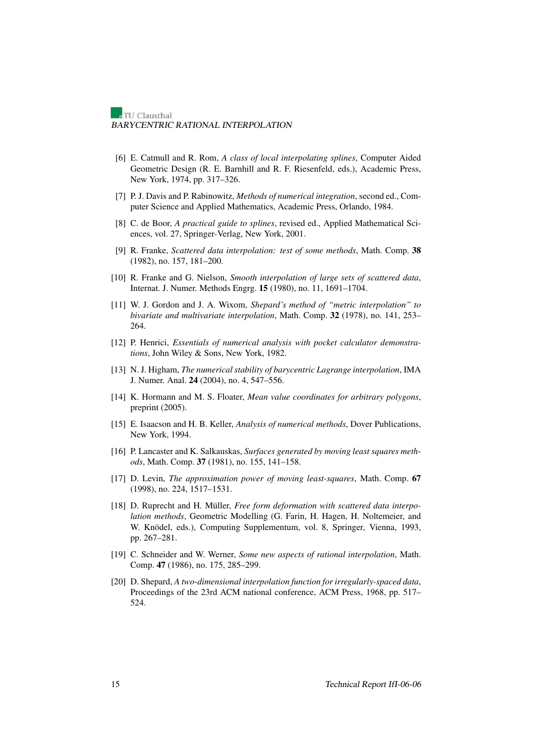[6] E. Catmull and R. Rom, *A class of local interpolating splines*, Computer Aided Geometric Design (R. E. Barnhill and R. F. Riesenfeld, eds.), Academic Press, New York, 1974, pp. 317–326.

[7] P. J. Davis and P. Rabinowitz, *Methods of numerical integration*, second ed., Computer Science and Applied Mathematics, Academic Press, Orlando, 1984.

[8] C. de Boor, *A practical guide to splines*, revised ed., Applied Mathematical Sciences, vol. 27, Springer-Verlag, New York, 2001.

[9] R. Franke, *Scattered data interpolation: test of some methods*, Math. Comp. **38** (1982), no. 157, 181–200.

[10] R. Franke and G. Nielson, *Smooth interpolation of large sets of scattered data*, Internat. J. Numer. Methods Engrg. **15** (1980), no. 11, 1691–1704.

[11] W. J. Gordon and J. A. Wixom, *Shepard's method of "metric interpolation" to bivariate and multivariate interpolation*, Math. Comp. **32** (1978), no. 141, 253–264.

[12] P. Henrici, *Essentials of numerical analysis with pocket calculator demonstrations*, John Wiley & Sons, New York, 1982.

[13] N. J. Higham, *The numerical stability of barycentric Lagrange interpolation*, IMA J. Numer. Anal. **24** (2004), no. 4, 547–556.

[14] K. Hormann and M. S. Floater, *Mean value coordinates for arbitrary polygons*, preprint (2005).

[15] E. Isaacson and H. B. Keller, *Analysis of numerical methods*, Dover Publications, New York, 1994.

[16] P. Lancaster and K. Salkauskas, *Surfaces generated by moving least squares methods*, Math. Comp. **37** (1981), no. 155, 141–158.

[17] D. Levin, *The approximation power of moving least-squares*, Math. Comp. **67** (1998), no. 224, 1517–1531.

[18] D. Ruprecht and H. Müller, *Free form deformation with scattered data interpolation methods*, Geometric Modelling (G. Farin, H. Hagen, H. Noltemeier, and W. Knödel, eds.), Computing Supplementum, vol. 8, Springer, Vienna, 1993, pp. 267–281.

[19] C. Schneider and W. Werner, *Some new aspects of rational interpolation*, Math. Comp. **47** (1986), no. 175, 285–299.

[20] D. Shepard, *A two-dimensional interpolation function for irregularly-spaced data*, Proceedings of the 23rd ACM national conference, ACM Press, 1968, pp. 517–524.